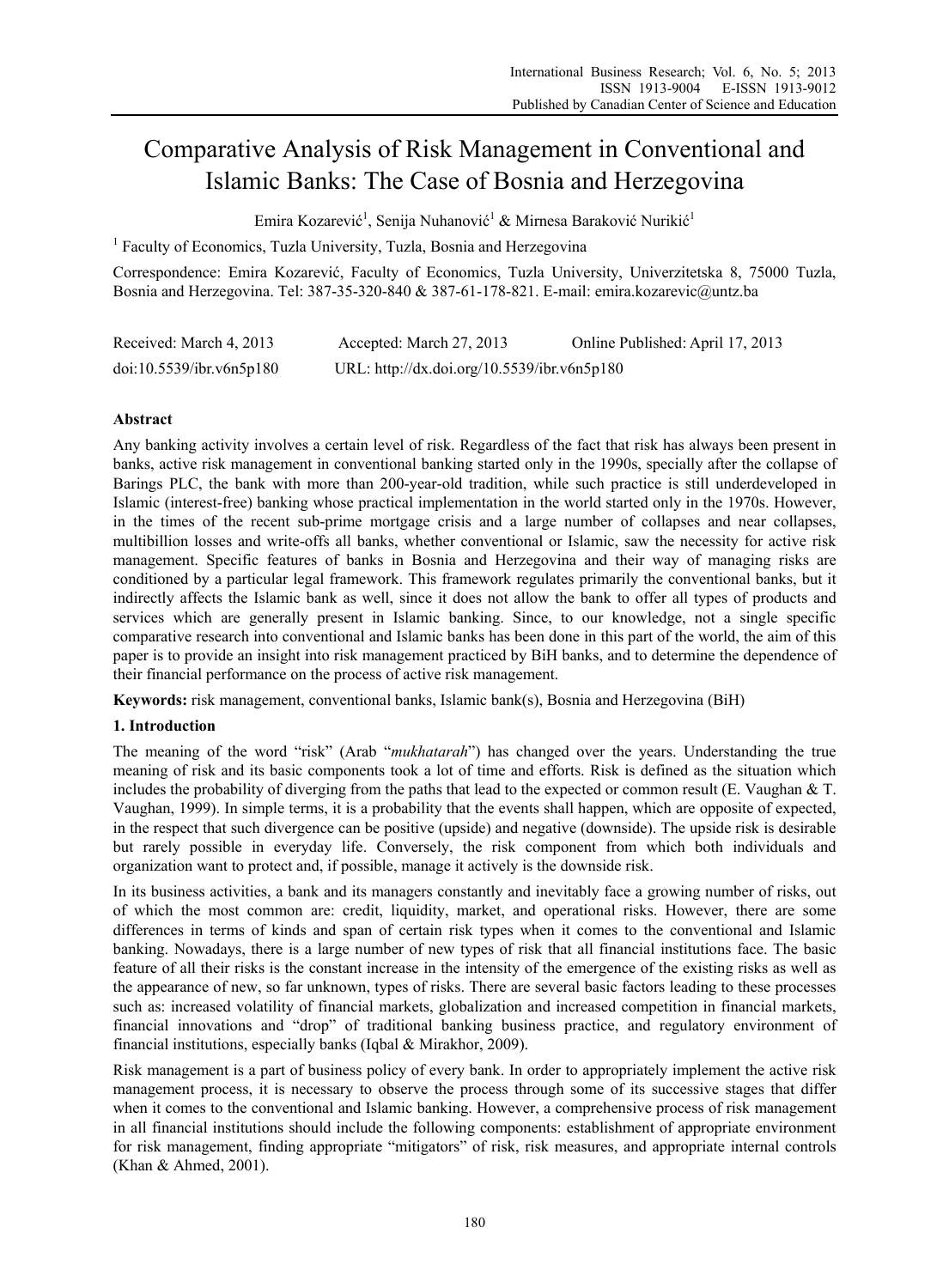# Comparative Analysis of Risk Management in Conventional and Islamic Banks: The Case of Bosnia and Herzegovina

Emira Kozarević[1], Senija Nuhanović[1] & Mirnesa Baraković Nurikić[1]

[1] Faculty of Economics, Tuzla University, Tuzla, Bosnia and Herzegovina

Correspondence: Emira Kozarević, Faculty of Economics, Tuzla University, Univerzitetska 8, 75000 Tuzla, Bosnia and Herzegovina. Tel: 387-35-320-840 & 387-61-178-821. E-mail: emira.kozarevic@untz.ba

Received: March 4, 2013 Accepted: March 27, 2013 Online Published: April 17, 2013

doi:10.5539/ibr.v6n5p180 URL: http://dx.doi.org/10.5539/ibr.v6n5p180

## Abstract

Any banking activity involves a certain level of risk. Regardless of the fact that risk has always been present in banks, active risk management in conventional banking started only in the 1990s, specially after the collapse of Barings PLC, the bank with more than 200-year-old tradition, while such practice is still underdeveloped in Islamic (interest-free) banking whose practical implementation in the world started only in the 1970s. However, in the times of the recent sub-prime mortgage crisis and a large number of collapses and near collapses, multibillion losses and write-offs all banks, whether conventional or Islamic, saw the necessity for active risk management. Specific features of banks in Bosnia and Herzegovina and their way of managing risks are conditioned by a particular legal framework. This framework regulates primarily the conventional banks, but it indirectly affects the Islamic bank as well, since it does not allow the bank to offer all types of products and services which are generally present in Islamic banking. Since, to our knowledge, not a single specific comparative research into conventional and Islamic banks has been done in this part of the world, the aim of this paper is to provide an insight into risk management practiced by BiH banks, and to determine the dependence of their financial performance on the process of active risk management.

**Keywords:** risk management, conventional banks, Islamic bank(s), Bosnia and Herzegovina (BiH)

## 1. Introduction

The meaning of the word "risk" (Arab "*mukhatarah*") has changed over the years. Understanding the true meaning of risk and its basic components took a lot of time and efforts. Risk is defined as the situation which includes the probability of diverging from the paths that lead to the expected or common result (E. Vaughan & T. Vaughan, 1999). In simple terms, it is a probability that the events shall happen, which are opposite of expected, in the respect that such divergence can be positive (upside) and negative (downside). The upside risk is desirable but rarely possible in everyday life. Conversely, the risk component from which both individuals and organization want to protect and, if possible, manage it actively is the downside risk.

In its business activities, a bank and its managers constantly and inevitably face a growing number of risks, out of which the most common are: credit, liquidity, market, and operational risks. However, there are some differences in terms of kinds and span of certain risk types when it comes to the conventional and Islamic banking. Nowadays, there is a large number of new types of risk that all financial institutions face. The basic feature of all their risks is the constant increase in the intensity of the emergence of the existing risks as well as the appearance of new, so far unknown, types of risks. There are several basic factors leading to these processes such as: increased volatility of financial markets, globalization and increased competition in financial markets, financial innovations and "drop" of traditional banking business practice, and regulatory environment of financial institutions, especially banks (Iqbal & Mirakhor, 2009).

Risk management is a part of business policy of every bank. In order to appropriately implement the active risk management process, it is necessary to observe the process through some of its successive stages that differ when it comes to the conventional and Islamic banking. However, a comprehensive process of risk management in all financial institutions should include the following components: establishment of appropriate environment for risk management, finding appropriate "mitigators" of risk, risk measures, and appropriate internal controls (Khan & Ahmed, 2001).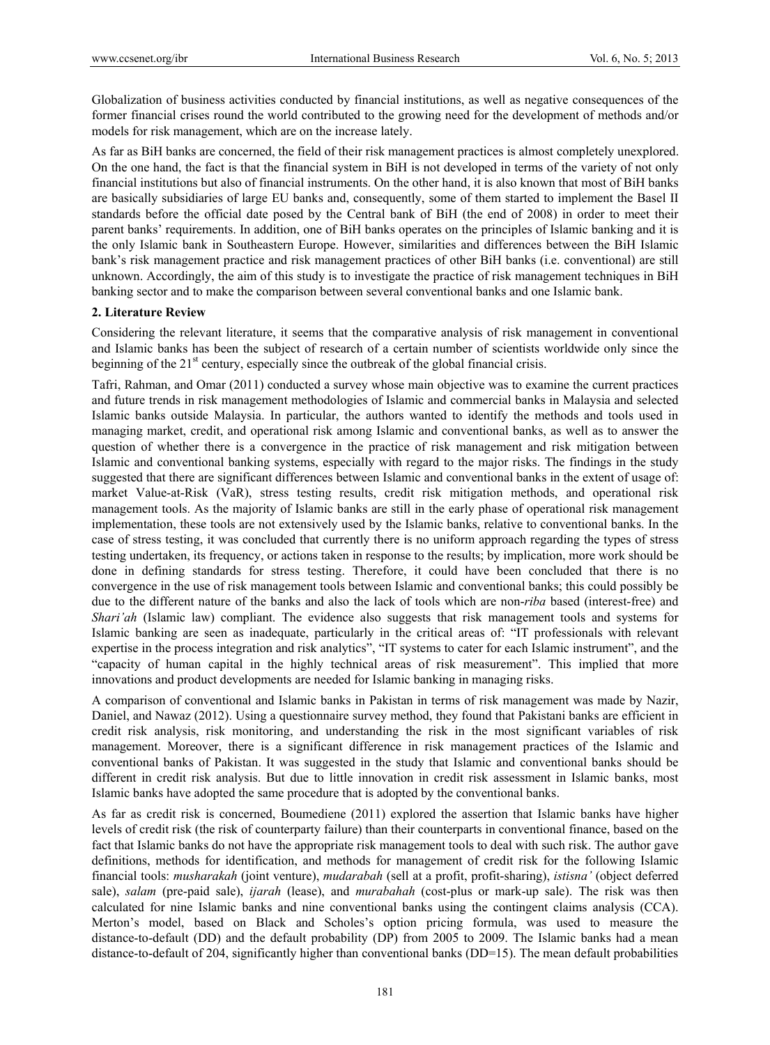Globalization of business activities conducted by financial institutions, as well as negative consequences of the former financial crises round the world contributed to the growing need for the development of methods and/or models for risk management, which are on the increase lately.

As far as BiH banks are concerned, the field of their risk management practices is almost completely unexplored. On the one hand, the fact is that the financial system in BiH is not developed in terms of the variety of not only financial institutions but also of financial instruments. On the other hand, it is also known that most of BiH banks are basically subsidiaries of large EU banks and, consequently, some of them started to implement the Basel II standards before the official date posed by the Central bank of BiH (the end of 2008) in order to meet their parent banks' requirements. In addition, one of BiH banks operates on the principles of Islamic banking and it is the only Islamic bank in Southeastern Europe. However, similarities and differences between the BiH Islamic bank's risk management practice and risk management practices of other BiH banks (i.e. conventional) are still unknown. Accordingly, the aim of this study is to investigate the practice of risk management techniques in BiH banking sector and to make the comparison between several conventional banks and one Islamic bank.

## 2. Literature Review

Considering the relevant literature, it seems that the comparative analysis of risk management in conventional and Islamic banks has been the subject of research of a certain number of scientists worldwide only since the beginning of the 21st century, especially since the outbreak of the global financial crisis.

Tafri, Rahman, and Omar (2011) conducted a survey whose main objective was to examine the current practices and future trends in risk management methodologies of Islamic and commercial banks in Malaysia and selected Islamic banks outside Malaysia. In particular, the authors wanted to identify the methods and tools used in managing market, credit, and operational risk among Islamic and conventional banks, as well as to answer the question of whether there is a convergence in the practice of risk management and risk mitigation between Islamic and conventional banking systems, especially with regard to the major risks. The findings in the study suggested that there are significant differences between Islamic and conventional banks in the extent of usage of: market Value-at-Risk (VaR), stress testing results, credit risk mitigation methods, and operational risk management tools. As the majority of Islamic banks are still in the early phase of operational risk management implementation, these tools are not extensively used by the Islamic banks, relative to conventional banks. In the case of stress testing, it was concluded that currently there is no uniform approach regarding the types of stress testing undertaken, its frequency, or actions taken in response to the results; by implication, more work should be done in defining standards for stress testing. Therefore, it could have been concluded that there is no convergence in the use of risk management tools between Islamic and conventional banks; this could possibly be due to the different nature of the banks and also the lack of tools which are non-*riba* based (interest-free) and *Shari'ah* (Islamic law) compliant. The evidence also suggests that risk management tools and systems for Islamic banking are seen as inadequate, particularly in the critical areas of: "IT professionals with relevant expertise in the process integration and risk analytics", "IT systems to cater for each Islamic instrument", and the "capacity of human capital in the highly technical areas of risk measurement". This implied that more innovations and product developments are needed for Islamic banking in managing risks.

A comparison of conventional and Islamic banks in Pakistan in terms of risk management was made by Nazir, Daniel, and Nawaz (2012). Using a questionnaire survey method, they found that Pakistani banks are efficient in credit risk analysis, risk monitoring, and understanding the risk in the most significant variables of risk management. Moreover, there is a significant difference in risk management practices of the Islamic and conventional banks of Pakistan. It was suggested in the study that Islamic and conventional banks should be different in credit risk analysis. But due to little innovation in credit risk assessment in Islamic banks, most Islamic banks have adopted the same procedure that is adopted by the conventional banks.

As far as credit risk is concerned, Boumediene (2011) explored the assertion that Islamic banks have higher levels of credit risk (the risk of counterparty failure) than their counterparts in conventional finance, based on the fact that Islamic banks do not have the appropriate risk management tools to deal with such risk. The author gave definitions, methods for identification, and methods for management of credit risk for the following Islamic financial tools: *musharakah* (joint venture), *mudarabah* (sell at a profit, profit-sharing), *istisna'* (object deferred sale), *salam* (pre-paid sale), *ijarah* (lease), and *murabahah* (cost-plus or mark-up sale). The risk was then calculated for nine Islamic banks and nine conventional banks using the contingent claims analysis (CCA). Merton's model, based on Black and Scholes's option pricing formula, was used to measure the distance-to-default (DD) and the default probability (DP) from 2005 to 2009. The Islamic banks had a mean distance-to-default of 204, significantly higher than conventional banks (DD=15). The mean default probabilities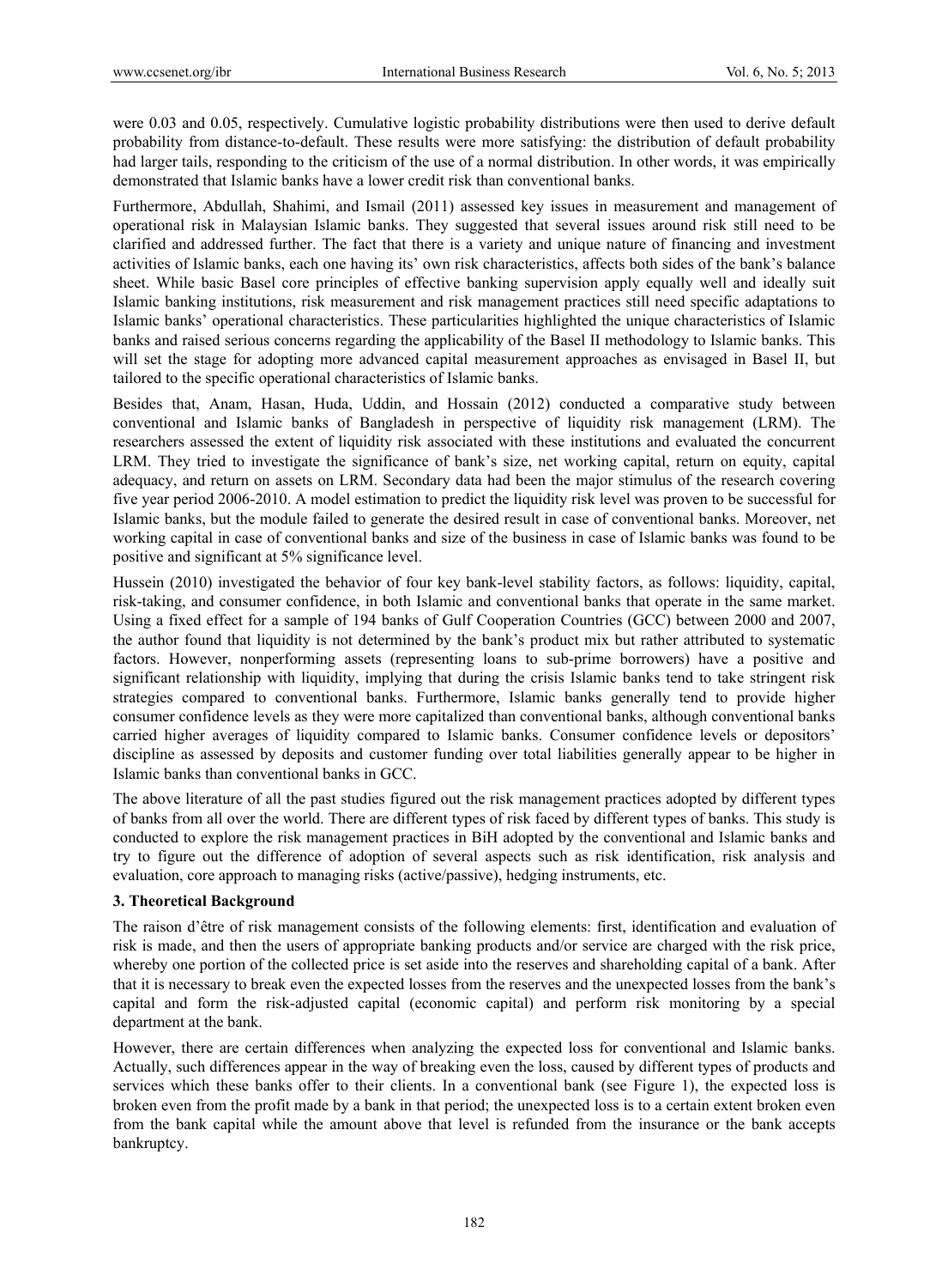were 0.03 and 0.05, respectively. Cumulative logistic probability distributions were then used to derive default probability from distance-to-default. These results were more satisfying: the distribution of default probability had larger tails, responding to the criticism of the use of a normal distribution. In other words, it was empirically demonstrated that Islamic banks have a lower credit risk than conventional banks.

Furthermore, Abdullah, Shahimi, and Ismail (2011) assessed key issues in measurement and management of operational risk in Malaysian Islamic banks. They suggested that several issues around risk still need to be clarified and addressed further. The fact that there is a variety and unique nature of financing and investment activities of Islamic banks, each one having its' own risk characteristics, affects both sides of the bank's balance sheet. While basic Basel core principles of effective banking supervision apply equally well and ideally suit Islamic banking institutions, risk measurement and risk management practices still need specific adaptations to Islamic banks' operational characteristics. These particularities highlighted the unique characteristics of Islamic banks and raised serious concerns regarding the applicability of the Basel II methodology to Islamic banks. This will set the stage for adopting more advanced capital measurement approaches as envisaged in Basel II, but tailored to the specific operational characteristics of Islamic banks.

Besides that, Anam, Hasan, Huda, Uddin, and Hossain (2012) conducted a comparative study between conventional and Islamic banks of Bangladesh in perspective of liquidity risk management (LRM). The researchers assessed the extent of liquidity risk associated with these institutions and evaluated the concurrent LRM. They tried to investigate the significance of bank's size, net working capital, return on equity, capital adequacy, and return on assets on LRM. Secondary data had been the major stimulus of the research covering five year period 2006-2010. A model estimation to predict the liquidity risk level was proven to be successful for Islamic banks, but the module failed to generate the desired result in case of conventional banks. Moreover, net working capital in case of conventional banks and size of the business in case of Islamic banks was found to be positive and significant at 5% significance level.

Hussein (2010) investigated the behavior of four key bank-level stability factors, as follows: liquidity, capital, risk-taking, and consumer confidence, in both Islamic and conventional banks that operate in the same market. Using a fixed effect for a sample of 194 banks of Gulf Cooperation Countries (GCC) between 2000 and 2007, the author found that liquidity is not determined by the bank's product mix but rather attributed to systematic factors. However, nonperforming assets (representing loans to sub-prime borrowers) have a positive and significant relationship with liquidity, implying that during the crisis Islamic banks tend to take stringent risk strategies compared to conventional banks. Furthermore, Islamic banks generally tend to provide higher consumer confidence levels as they were more capitalized than conventional banks, although conventional banks carried higher averages of liquidity compared to Islamic banks. Consumer confidence levels or depositors' discipline as assessed by deposits and customer funding over total liabilities generally appear to be higher in Islamic banks than conventional banks in GCC.

The above literature of all the past studies figured out the risk management practices adopted by different types of banks from all over the world. There are different types of risk faced by different types of banks. This study is conducted to explore the risk management practices in BiH adopted by the conventional and Islamic banks and try to figure out the difference of adoption of several aspects such as risk identification, risk analysis and evaluation, core approach to managing risks (active/passive), hedging instruments, etc.

## 3. Theoretical Background

The raison d'être of risk management consists of the following elements: first, identification and evaluation of risk is made, and then the users of appropriate banking products and/or service are charged with the risk price, whereby one portion of the collected price is set aside into the reserves and shareholding capital of a bank. After that it is necessary to break even the expected losses from the reserves and the unexpected losses from the bank's capital and form the risk-adjusted capital (economic capital) and perform risk monitoring by a special department at the bank.

However, there are certain differences when analyzing the expected loss for conventional and Islamic banks. Actually, such differences appear in the way of breaking even the loss, caused by different types of products and services which these banks offer to their clients. In a conventional bank (see Figure 1), the expected loss is broken even from the profit made by a bank in that period; the unexpected loss is to a certain extent broken even from the bank capital while the amount above that level is refunded from the insurance or the bank accepts bankruptcy.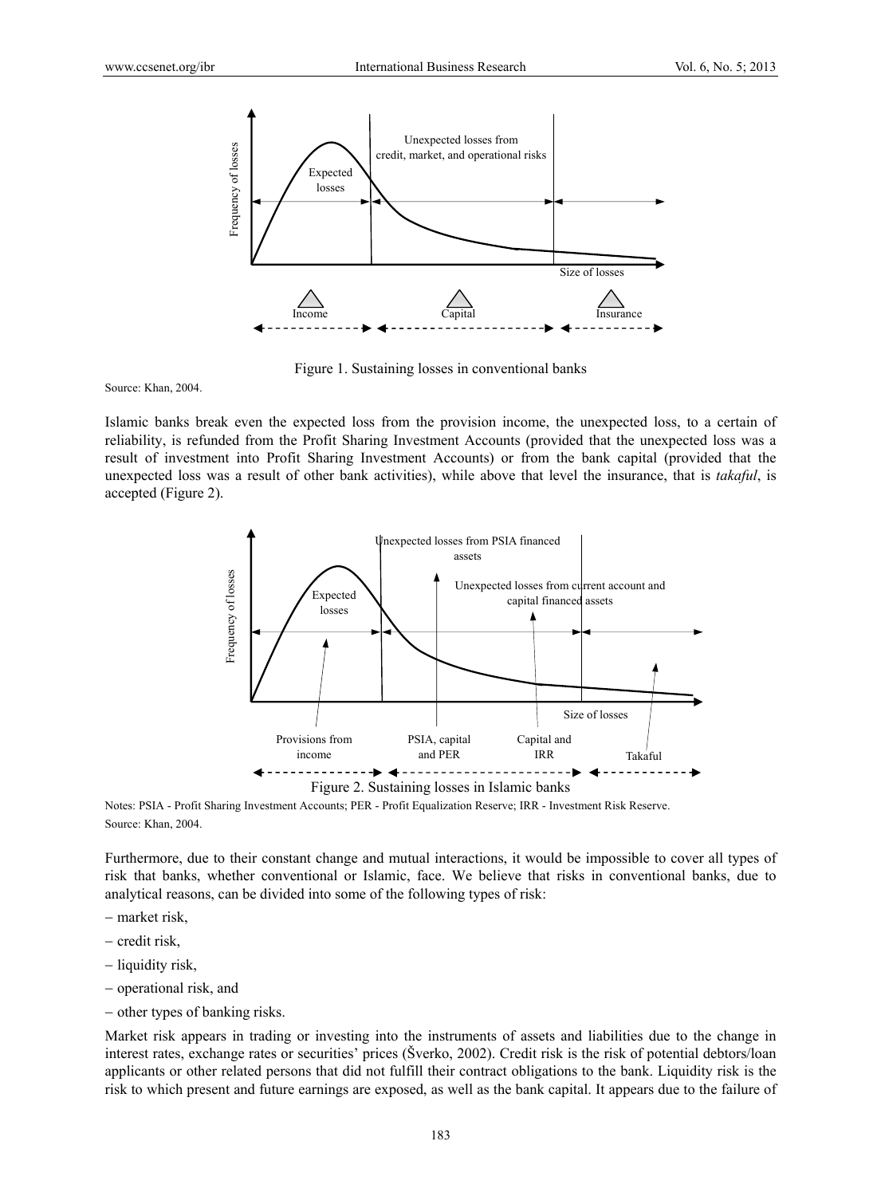Figure 1. Sustaining losses in conventional banks

Source: Khan, 2004.

Islamic banks break even the expected loss from the provision income, the unexpected loss, to a certain of reliability, is refunded from the Profit Sharing Investment Accounts (provided that the unexpected loss was a result of investment into Profit Sharing Investment Accounts) or from the bank capital (provided that the unexpected loss was a result of other bank activities), while above that level the insurance, that is *takaful*, is accepted (Figure 2).

Figure 2. Sustaining losses in Islamic banks

Notes: PSIA - Profit Sharing Investment Accounts; PER - Profit Equalization Reserve; IRR - Investment Risk Reserve.

Source: Khan, 2004.

Furthermore, due to their constant change and mutual interactions, it would be impossible to cover all types of risk that banks, whether conventional or Islamic, face. We believe that risks in conventional banks, due to analytical reasons, can be divided into some of the following types of risk:

- market risk,
- credit risk,
- liquidity risk,
- operational risk, and
- other types of banking risks.

Market risk appears in trading or investing into the instruments of assets and liabilities due to the change in interest rates, exchange rates or securities' prices (Šverko, 2002). Credit risk is the risk of potential debtors/loan applicants or other related persons that did not fulfill their contract obligations to the bank. Liquidity risk is the risk to which present and future earnings are exposed, as well as the bank capital. It appears due to the failure of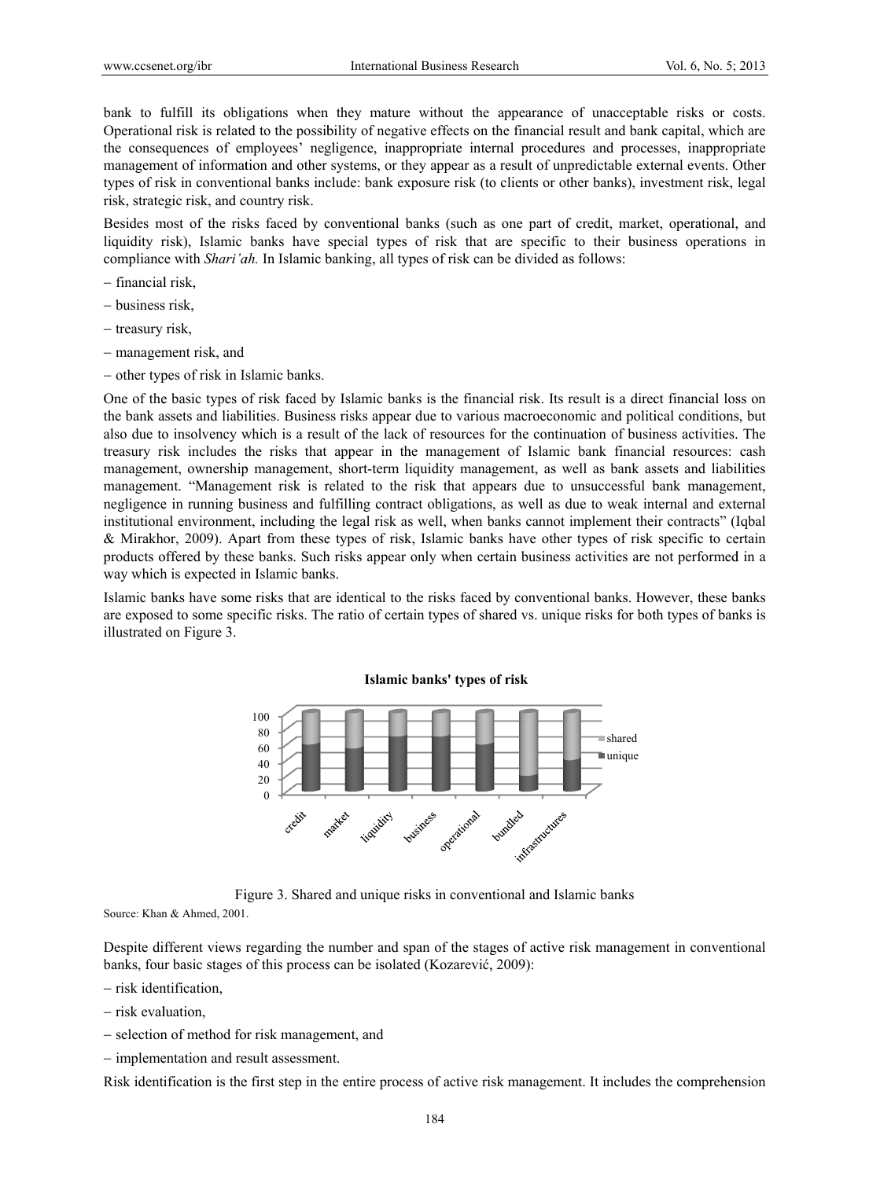bank to fulfill its obligations when they mature without the appearance of unacceptable risks or costs. Operational risk is related to the possibility of negative effects on the financial result and bank capital, which are the consequences of employees' negligence, inappropriate internal procedures and processes, inappropriate management of information and other systems, or they appear as a result of unpredictable external events. Other types of risk in conventional banks include: bank exposure risk (to clients or other banks), investment risk, legal risk, strategic risk, and country risk.

Besides most of the risks faced by conventional banks (such as one part of credit, market, operational, and liquidity risk), Islamic banks have special types of risk that are specific to their business operations in compliance with *Shari'ah.* In Islamic banking, all types of risk can be divided as follows:

- financial risk,
- business risk,
- treasury risk,
- management risk, and
- other types of risk in Islamic banks.

One of the basic types of risk faced by Islamic banks is the financial risk. Its result is a direct financial loss on the bank assets and liabilities. Business risks appear due to various macroeconomic and political conditions, but also due to insolvency which is a result of the lack of resources for the continuation of business activities. The treasury risk includes the risks that appear in the management of Islamic bank financial resources: cash management, ownership management, short-term liquidity management, as well as bank assets and liabilities management. "Management risk is related to the risk that appears due to unsuccessful bank management, negligence in running business and fulfilling contract obligations, as well as due to weak internal and external institutional environment, including the legal risk as well, when banks cannot implement their contracts" (Iqbal & Mirakhor, 2009). Apart from these types of risk, Islamic banks have other types of risk specific to certain products offered by these banks. Such risks appear only when certain business activities are not performed in a way which is expected in Islamic banks.

Islamic banks have some risks that are identical to the risks faced by conventional banks. However, these banks are exposed to some specific risks. The ratio of certain types of shared vs. unique risks for both types of banks is illustrated on Figure 3.

**Islamic banks' types of risk**

Figure 3. Shared and unique risks in conventional and Islamic banks

Source: Khan & Ahmed, 2001.

Despite different views regarding the number and span of the stages of active risk management in conventional banks, four basic stages of this process can be isolated (Kozarević, 2009):

- risk identification,
- risk evaluation,
- selection of method for risk management, and
- implementation and result assessment.

Risk identification is the first step in the entire process of active risk management. It includes the comprehension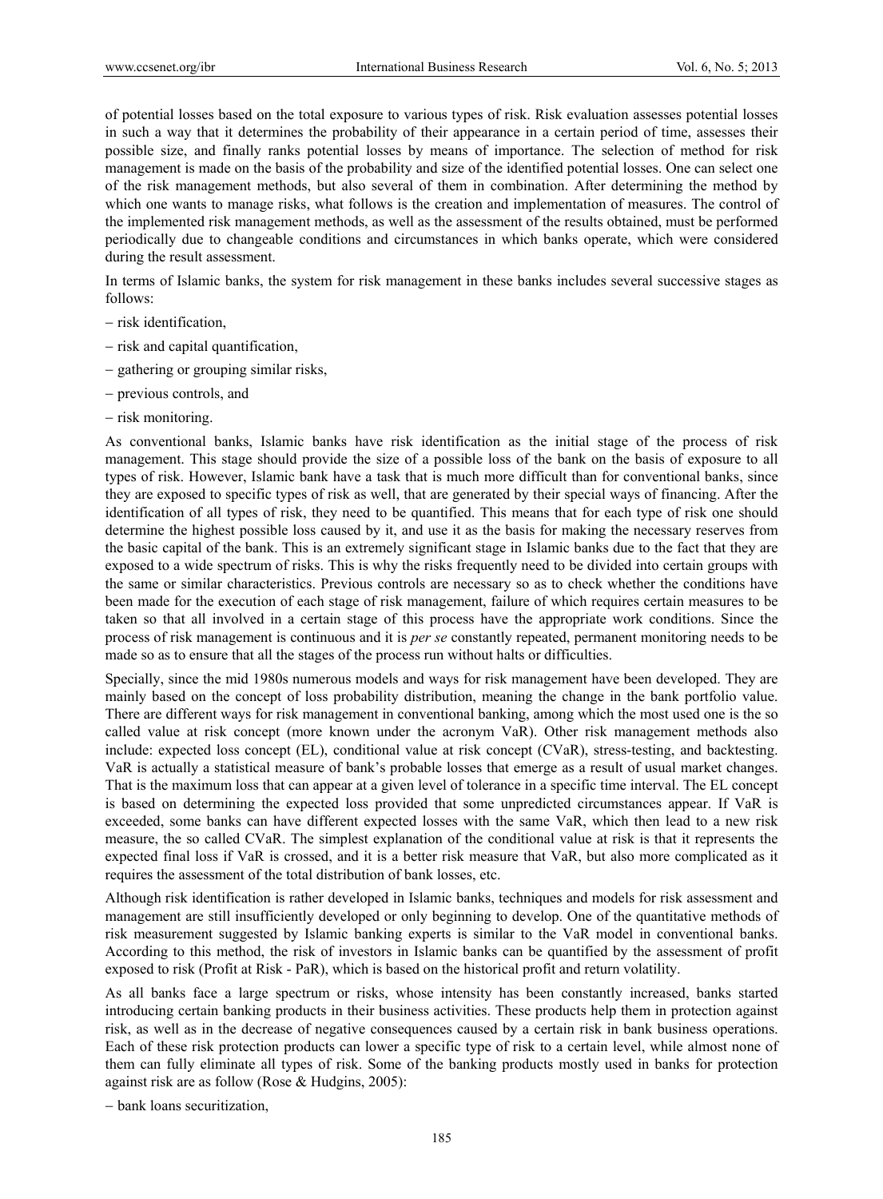of potential losses based on the total exposure to various types of risk. Risk evaluation assesses potential losses in such a way that it determines the probability of their appearance in a certain period of time, assesses their possible size, and finally ranks potential losses by means of importance. The selection of method for risk management is made on the basis of the probability and size of the identified potential losses. One can select one of the risk management methods, but also several of them in combination. After determining the method by which one wants to manage risks, what follows is the creation and implementation of measures. The control of the implemented risk management methods, as well as the assessment of the results obtained, must be performed periodically due to changeable conditions and circumstances in which banks operate, which were considered during the result assessment.

In terms of Islamic banks, the system for risk management in these banks includes several successive stages as follows:

- risk identification,
- risk and capital quantification,
- gathering or grouping similar risks,
- previous controls, and
- risk monitoring.

As conventional banks, Islamic banks have risk identification as the initial stage of the process of risk management. This stage should provide the size of a possible loss of the bank on the basis of exposure to all types of risk. However, Islamic bank have a task that is much more difficult than for conventional banks, since they are exposed to specific types of risk as well, that are generated by their special ways of financing. After the identification of all types of risk, they need to be quantified. This means that for each type of risk one should determine the highest possible loss caused by it, and use it as the basis for making the necessary reserves from the basic capital of the bank. This is an extremely significant stage in Islamic banks due to the fact that they are exposed to a wide spectrum of risks. This is why the risks frequently need to be divided into certain groups with the same or similar characteristics. Previous controls are necessary so as to check whether the conditions have been made for the execution of each stage of risk management, failure of which requires certain measures to be taken so that all involved in a certain stage of this process have the appropriate work conditions. Since the process of risk management is continuous and it is *per se* constantly repeated, permanent monitoring needs to be made so as to ensure that all the stages of the process run without halts or difficulties.

Specially, since the mid 1980s numerous models and ways for risk management have been developed. They are mainly based on the concept of loss probability distribution, meaning the change in the bank portfolio value. There are different ways for risk management in conventional banking, among which the most used one is the so called value at risk concept (more known under the acronym VaR). Other risk management methods also include: expected loss concept (EL), conditional value at risk concept (CVaR), stress-testing, and backtesting. VaR is actually a statistical measure of bank's probable losses that emerge as a result of usual market changes. That is the maximum loss that can appear at a given level of tolerance in a specific time interval. The EL concept is based on determining the expected loss provided that some unpredicted circumstances appear. If VaR is exceeded, some banks can have different expected losses with the same VaR, which then lead to a new risk measure, the so called CVaR. The simplest explanation of the conditional value at risk is that it represents the expected final loss if VaR is crossed, and it is a better risk measure that VaR, but also more complicated as it requires the assessment of the total distribution of bank losses, etc.

Although risk identification is rather developed in Islamic banks, techniques and models for risk assessment and management are still insufficiently developed or only beginning to develop. One of the quantitative methods of risk measurement suggested by Islamic banking experts is similar to the VaR model in conventional banks. According to this method, the risk of investors in Islamic banks can be quantified by the assessment of profit exposed to risk (Profit at Risk - PaR), which is based on the historical profit and return volatility.

As all banks face a large spectrum or risks, whose intensity has been constantly increased, banks started introducing certain banking products in their business activities. These products help them in protection against risk, as well as in the decrease of negative consequences caused by a certain risk in bank business operations. Each of these risk protection products can lower a specific type of risk to a certain level, while almost none of them can fully eliminate all types of risk. Some of the banking products mostly used in banks for protection against risk are as follow (Rose & Hudgins, 2005):

- bank loans securitization,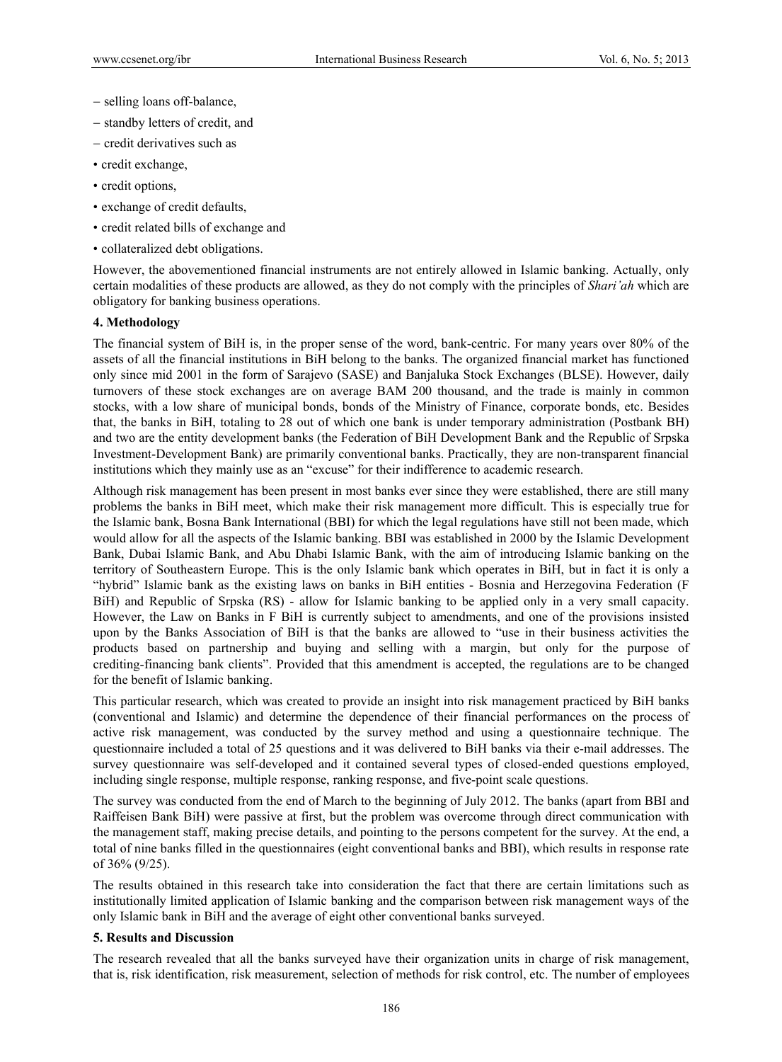- selling loans off-balance,
- standby letters of credit, and
- credit derivatives such as
  - credit exchange,
  - credit options,
  - exchange of credit defaults,
  - credit related bills of exchange and
  - collateralized debt obligations.

However, the abovementioned financial instruments are not entirely allowed in Islamic banking. Actually, only certain modalities of these products are allowed, as they do not comply with the principles of *Shari'ah* which are obligatory for banking business operations.

## 4. Methodology

The financial system of BiH is, in the proper sense of the word, bank-centric. For many years over 80% of the assets of all the financial institutions in BiH belong to the banks. The organized financial market has functioned only since mid 2001 in the form of Sarajevo (SASE) and Banjaluka Stock Exchanges (BLSE). However, daily turnovers of these stock exchanges are on average BAM 200 thousand, and the trade is mainly in common stocks, with a low share of municipal bonds, bonds of the Ministry of Finance, corporate bonds, etc. Besides that, the banks in BiH, totaling to 28 out of which one bank is under temporary administration (Postbank BH) and two are the entity development banks (the Federation of BiH Development Bank and the Republic of Srpska Investment-Development Bank) are primarily conventional banks. Practically, they are non-transparent financial institutions which they mainly use as an "excuse" for their indifference to academic research.

Although risk management has been present in most banks ever since they were established, there are still many problems the banks in BiH meet, which make their risk management more difficult. This is especially true for the Islamic bank, Bosna Bank International (BBI) for which the legal regulations have still not been made, which would allow for all the aspects of the Islamic banking. BBI was established in 2000 by the Islamic Development Bank, Dubai Islamic Bank, and Abu Dhabi Islamic Bank, with the aim of introducing Islamic banking on the territory of Southeastern Europe. This is the only Islamic bank which operates in BiH, but in fact it is only a "hybrid" Islamic bank as the existing laws on banks in BiH entities - Bosnia and Herzegovina Federation (F BiH) and Republic of Srpska (RS) - allow for Islamic banking to be applied only in a very small capacity. However, the Law on Banks in F BiH is currently subject to amendments, and one of the provisions insisted upon by the Banks Association of BiH is that the banks are allowed to "use in their business activities the products based on partnership and buying and selling with a margin, but only for the purpose of crediting-financing bank clients". Provided that this amendment is accepted, the regulations are to be changed for the benefit of Islamic banking.

This particular research, which was created to provide an insight into risk management practiced by BiH banks (conventional and Islamic) and determine the dependence of their financial performances on the process of active risk management, was conducted by the survey method and using a questionnaire technique. The questionnaire included a total of 25 questions and it was delivered to BiH banks via their e-mail addresses. The survey questionnaire was self-developed and it contained several types of closed-ended questions employed, including single response, multiple response, ranking response, and five-point scale questions.

The survey was conducted from the end of March to the beginning of July 2012. The banks (apart from BBI and Raiffeisen Bank BiH) were passive at first, but the problem was overcome through direct communication with the management staff, making precise details, and pointing to the persons competent for the survey. At the end, a total of nine banks filled in the questionnaires (eight conventional banks and BBI), which results in response rate of 36% (9/25).

The results obtained in this research take into consideration the fact that there are certain limitations such as institutionally limited application of Islamic banking and the comparison between risk management ways of the only Islamic bank in BiH and the average of eight other conventional banks surveyed.

## 5. Results and Discussion

The research revealed that all the banks surveyed have their organization units in charge of risk management, that is, risk identification, risk measurement, selection of methods for risk control, etc. The number of employees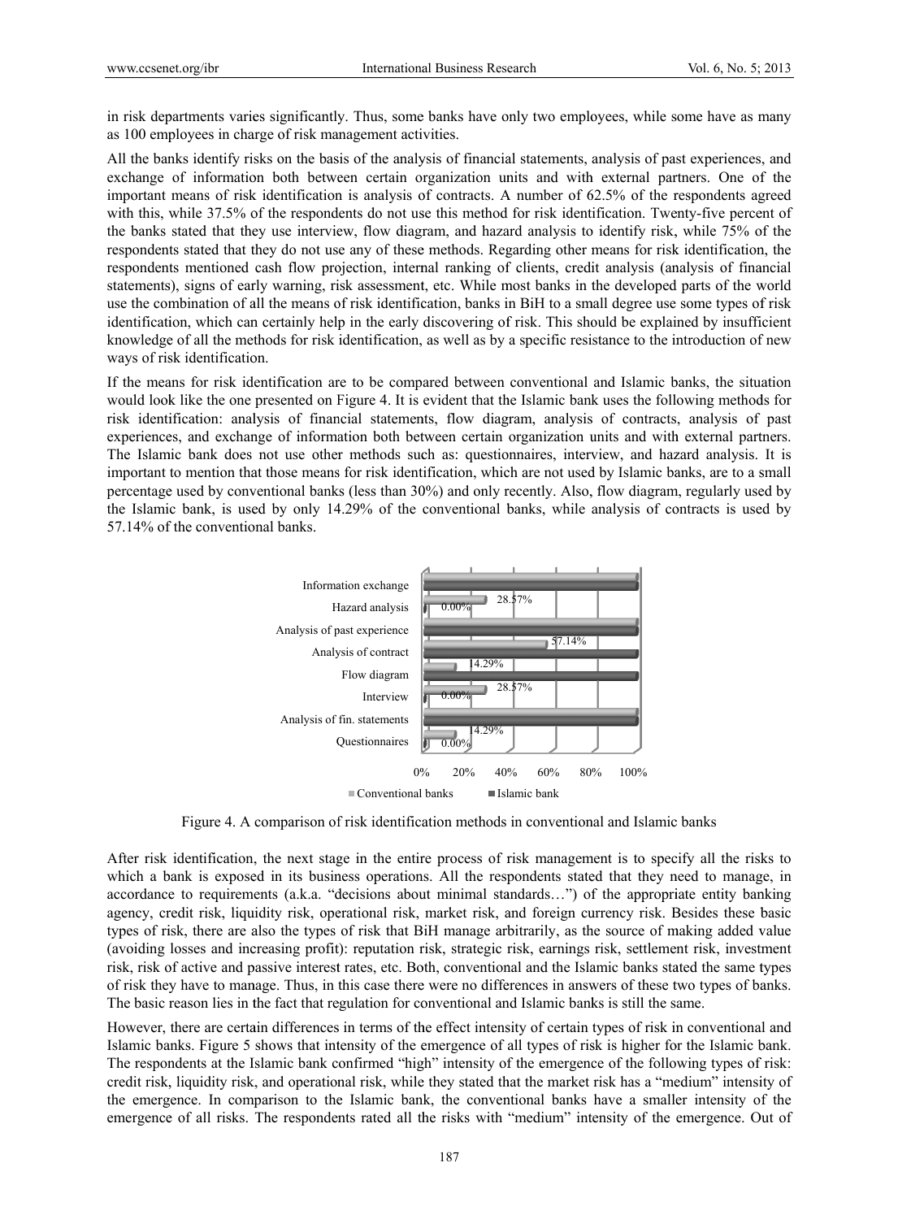in risk departments varies significantly. Thus, some banks have only two employees, while some have as many as 100 employees in charge of risk management activities.

All the banks identify risks on the basis of the analysis of financial statements, analysis of past experiences, and exchange of information both between certain organization units and with external partners. One of the important means of risk identification is analysis of contracts. A number of 62.5% of the respondents agreed with this, while 37.5% of the respondents do not use this method for risk identification. Twenty-five percent of the banks stated that they use interview, flow diagram, and hazard analysis to identify risk, while 75% of the respondents stated that they do not use any of these methods. Regarding other means for risk identification, the respondents mentioned cash flow projection, internal ranking of clients, credit analysis (analysis of financial statements), signs of early warning, risk assessment, etc. While most banks in the developed parts of the world use the combination of all the means of risk identification, banks in BiH to a small degree use some types of risk identification, which can certainly help in the early discovering of risk. This should be explained by insufficient knowledge of all the methods for risk identification, as well as by a specific resistance to the introduction of new ways of risk identification.

If the means for risk identification are to be compared between conventional and Islamic banks, the situation would look like the one presented on Figure 4. It is evident that the Islamic bank uses the following methods for risk identification: analysis of financial statements, flow diagram, analysis of contracts, analysis of past experiences, and exchange of information both between certain organization units and with external partners. The Islamic bank does not use other methods such as: questionnaires, interview, and hazard analysis. It is important to mention that those means for risk identification, which are not used by Islamic banks, are to a small percentage used by conventional banks (less than 30%) and only recently. Also, flow diagram, regularly used by the Islamic bank, is used by only 14.29% of the conventional banks, while analysis of contracts is used by 57.14% of the conventional banks.

Figure 4. A comparison of risk identification methods in conventional and Islamic banks

After risk identification, the next stage in the entire process of risk management is to specify all the risks to which a bank is exposed in its business operations. All the respondents stated that they need to manage, in accordance to requirements (a.k.a. "decisions about minimal standards…") of the appropriate entity banking agency, credit risk, liquidity risk, operational risk, market risk, and foreign currency risk. Besides these basic types of risk, there are also the types of risk that BiH manage arbitrarily, as the source of making added value (avoiding losses and increasing profit): reputation risk, strategic risk, earnings risk, settlement risk, investment risk, risk of active and passive interest rates, etc. Both, conventional and the Islamic banks stated the same types of risk they have to manage. Thus, in this case there were no differences in answers of these two types of banks. The basic reason lies in the fact that regulation for conventional and Islamic banks is still the same.

However, there are certain differences in terms of the effect intensity of certain types of risk in conventional and Islamic banks. Figure 5 shows that intensity of the emergence of all types of risk is higher for the Islamic bank. The respondents at the Islamic bank confirmed "high" intensity of the emergence of the following types of risk: credit risk, liquidity risk, and operational risk, while they stated that the market risk has a "medium" intensity of the emergence. In comparison to the Islamic bank, the conventional banks have a smaller intensity of the emergence of all risks. The respondents rated all the risks with "medium" intensity of the emergence. Out of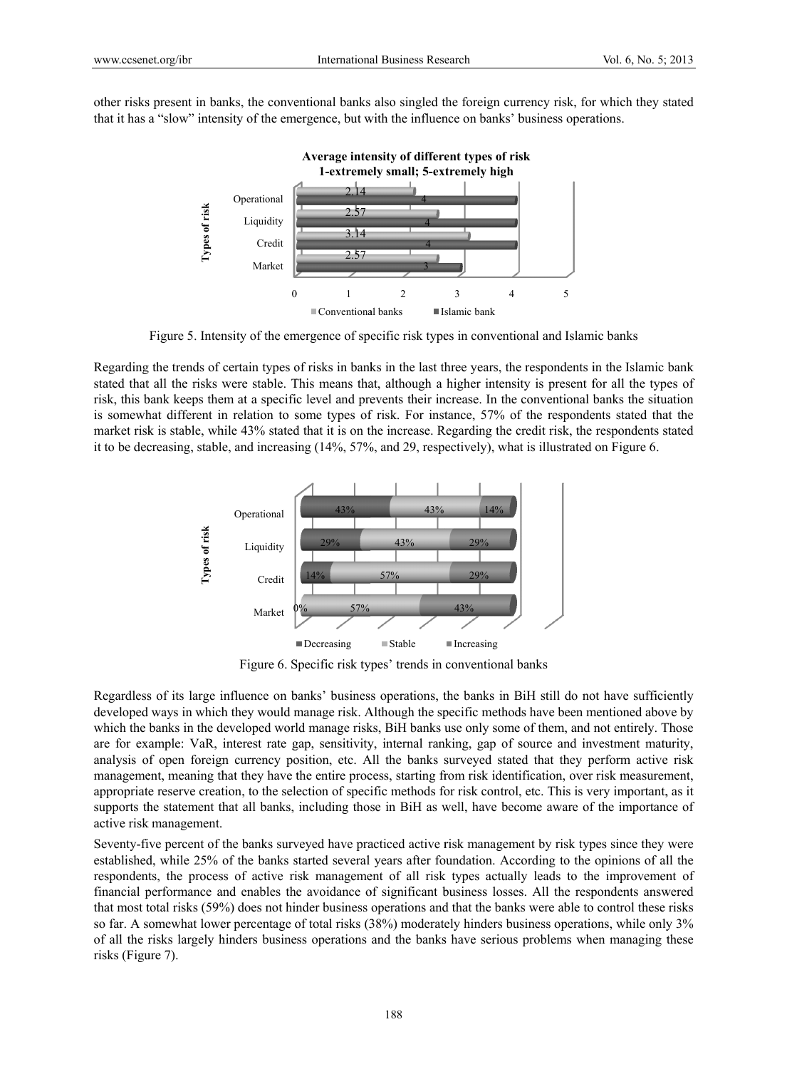other risks present in banks, the conventional banks also singled the foreign currency risk, for which they stated that it has a "slow" intensity of the emergence, but with the influence on banks' business operations.

Figure 5. Intensity of the emergence of specific risk types in conventional and Islamic banks

Regarding the trends of certain types of risks in banks in the last three years, the respondents in the Islamic bank stated that all the risks were stable. This means that, although a higher intensity is present for all the types of risk, this bank keeps them at a specific level and prevents their increase. In the conventional banks the situation is somewhat different in relation to some types of risk. For instance, 57% of the respondents stated that the market risk is stable, while 43% stated that it is on the increase. Regarding the credit risk, the respondents stated it to be decreasing, stable, and increasing (14%, 57%, and 29, respectively), what is illustrated on Figure 6.

Figure 6. Specific risk types' trends in conventional banks

Regardless of its large influence on banks' business operations, the banks in BiH still do not have sufficiently developed ways in which they would manage risk. Although the specific methods have been mentioned above by which the banks in the developed world manage risks, BiH banks use only some of them, and not entirely. Those are for example: VaR, interest rate gap, sensitivity, internal ranking, gap of source and investment maturity, analysis of open foreign currency position, etc. All the banks surveyed stated that they perform active risk management, meaning that they have the entire process, starting from risk identification, over risk measurement, appropriate reserve creation, to the selection of specific methods for risk control, etc. This is very important, as it supports the statement that all banks, including those in BiH as well, have become aware of the importance of active risk management.

Seventy-five percent of the banks surveyed have practiced active risk management by risk types since they were established, while 25% of the banks started several years after foundation. According to the opinions of all the respondents, the process of active risk management of all risk types actually leads to the improvement of financial performance and enables the avoidance of significant business losses. All the respondents answered that most total risks (59%) does not hinder business operations and that the banks were able to control these risks so far. A somewhat lower percentage of total risks (38%) moderately hinders business operations, while only 3% of all the risks largely hinders business operations and the banks have serious problems when managing these risks (Figure 7).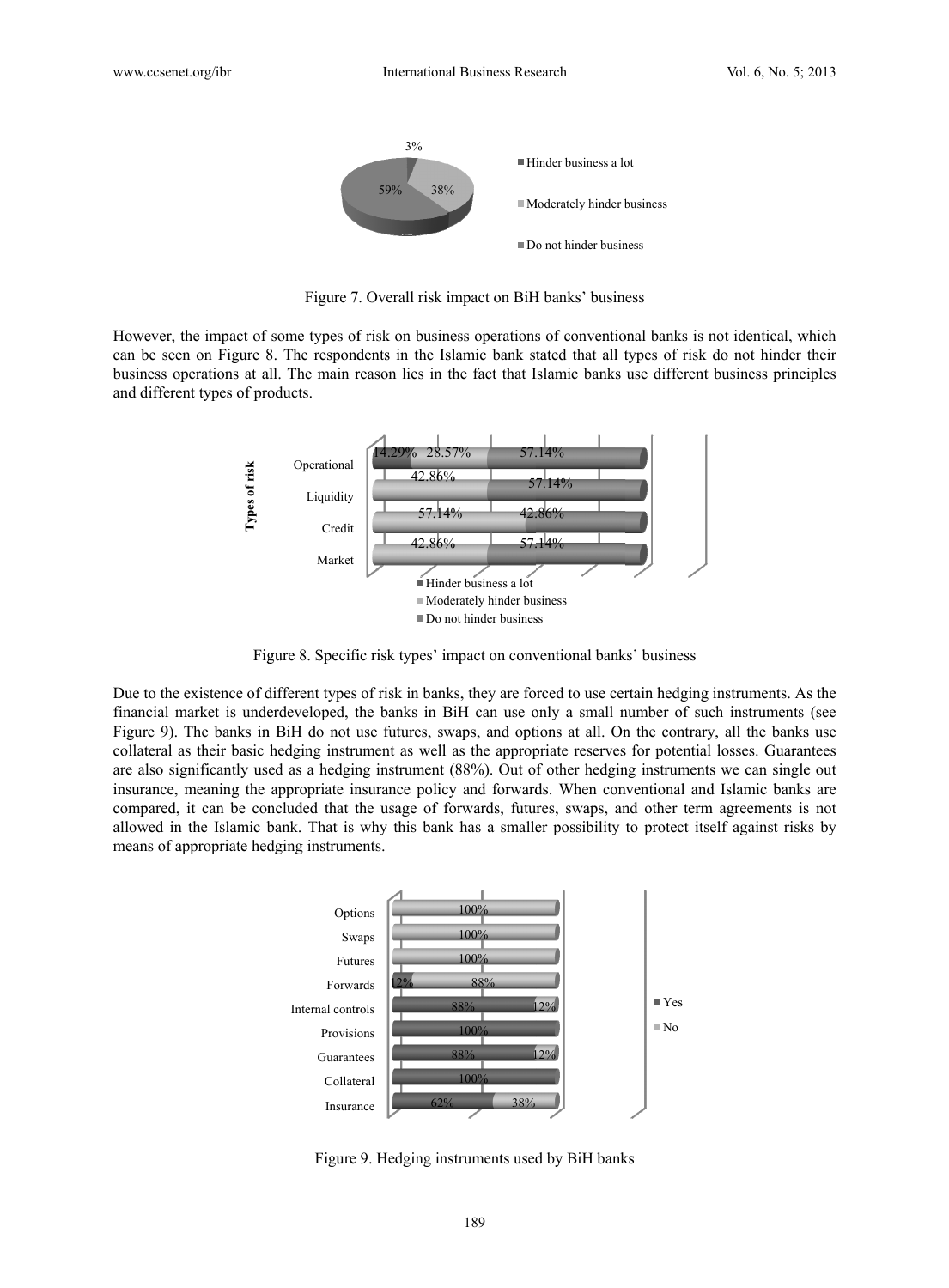Figure 7. Overall risk impact on BiH banks' business

However, the impact of some types of risk on business operations of conventional banks is not identical, which can be seen on Figure 8. The respondents in the Islamic bank stated that all types of risk do not hinder their business operations at all. The main reason lies in the fact that Islamic banks use different business principles and different types of products.

Figure 8. Specific risk types' impact on conventional banks' business

Due to the existence of different types of risk in banks, they are forced to use certain hedging instruments. As the financial market is underdeveloped, the banks in BiH can use only a small number of such instruments (see Figure 9). The banks in BiH do not use futures, swaps, and options at all. On the contrary, all the banks use collateral as their basic hedging instrument as well as the appropriate reserves for potential losses. Guarantees are also significantly used as a hedging instrument (88%). Out of other hedging instruments we can single out insurance, meaning the appropriate insurance policy and forwards. When conventional and Islamic banks are compared, it can be concluded that the usage of forwards, futures, swaps, and other term agreements is not allowed in the Islamic bank. That is why this bank has a smaller possibility to protect itself against risks by means of appropriate hedging instruments.

Figure 9. Hedging instruments used by BiH banks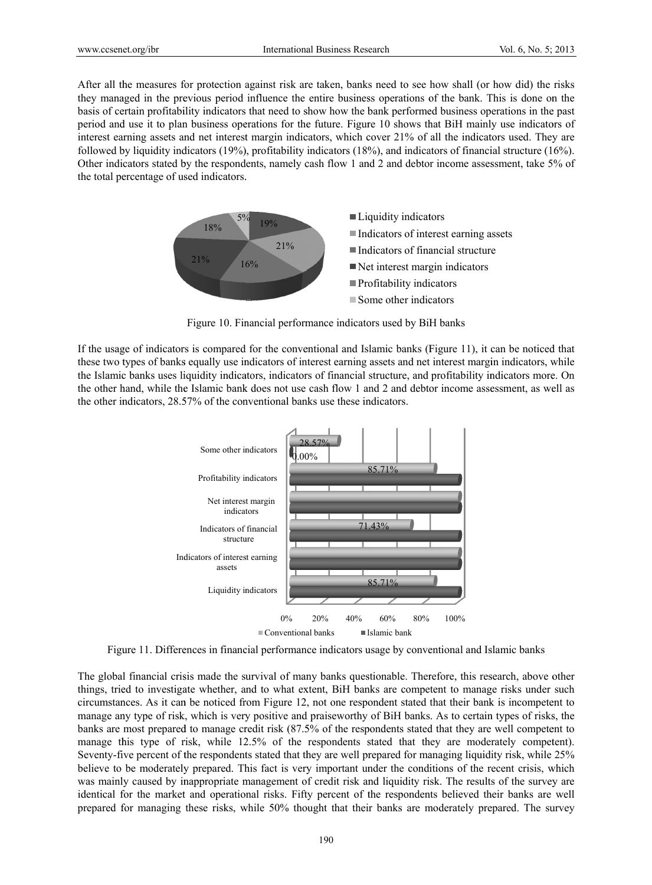After all the measures for protection against risk are taken, banks need to see how shall (or how did) the risks they managed in the previous period influence the entire business operations of the bank. This is done on the basis of certain profitability indicators that need to show how the bank performed business operations in the past period and use it to plan business operations for the future. Figure 10 shows that BiH mainly use indicators of interest earning assets and net interest margin indicators, which cover 21% of all the indicators used. They are followed by liquidity indicators (19%), profitability indicators (18%), and indicators of financial structure (16%). Other indicators stated by the respondents, namely cash flow 1 and 2 and debtor income assessment, take 5% of the total percentage of used indicators.

Figure 10. Financial performance indicators used by BiH banks

If the usage of indicators is compared for the conventional and Islamic banks (Figure 11), it can be noticed that these two types of banks equally use indicators of interest earning assets and net interest margin indicators, while the Islamic banks uses liquidity indicators, indicators of financial structure, and profitability indicators more. On the other hand, while the Islamic bank does not use cash flow 1 and 2 and debtor income assessment, as well as the other indicators, 28.57% of the conventional banks use these indicators.

Figure 11. Differences in financial performance indicators usage by conventional and Islamic banks

The global financial crisis made the survival of many banks questionable. Therefore, this research, above other things, tried to investigate whether, and to what extent, BiH banks are competent to manage risks under such circumstances. As it can be noticed from Figure 12, not one respondent stated that their bank is incompetent to manage any type of risk, which is very positive and praiseworthy of BiH banks. As to certain types of risks, the banks are most prepared to manage credit risk (87.5% of the respondents stated that they are well competent to manage this type of risk, while 12.5% of the respondents stated that they are moderately competent). Seventy-five percent of the respondents stated that they are well prepared for managing liquidity risk, while 25% believe to be moderately prepared. This fact is very important under the conditions of the recent crisis, which was mainly caused by inappropriate management of credit risk and liquidity risk. The results of the survey are identical for the market and operational risks. Fifty percent of the respondents believed their banks are well prepared for managing these risks, while 50% thought that their banks are moderately prepared. The survey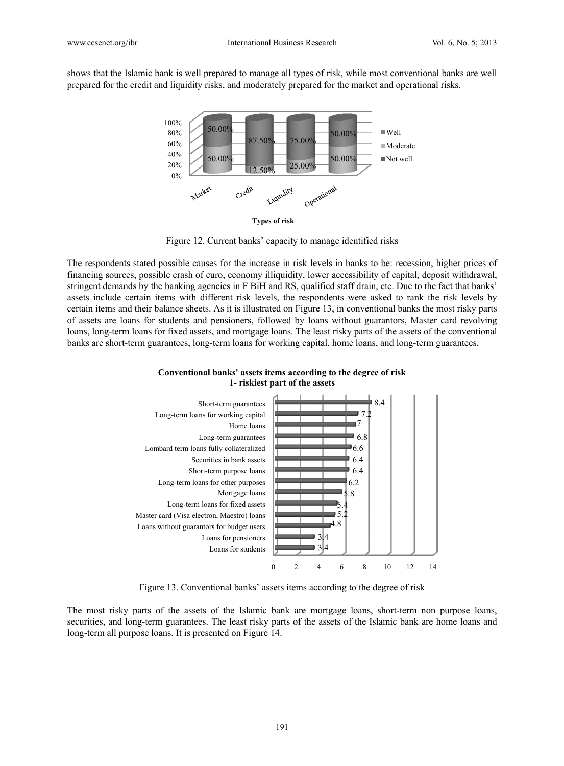shows that the Islamic bank is well prepared to manage all types of risk, while most conventional banks are well prepared for the credit and liquidity risks, and moderately prepared for the market and operational risks.

Figure 12. Current banks' capacity to manage identified risks

The respondents stated possible causes for the increase in risk levels in banks to be: recession, higher prices of financing sources, possible crash of euro, economy illiquidity, lower accessibility of capital, deposit withdrawal, stringent demands by the banking agencies in F BiH and RS, qualified staff drain, etc. Due to the fact that banks' assets include certain items with different risk levels, the respondents were asked to rank the risk levels by certain items and their balance sheets. As it is illustrated on Figure 13, in conventional banks the most risky parts of assets are loans for students and pensioners, followed by loans without guarantors, Master card revolving loans, long-term loans for fixed assets, and mortgage loans. The least risky parts of the assets of the conventional banks are short-term guarantees, long-term loans for working capital, home loans, and long-term guarantees.

Figure 13. Conventional banks' assets items according to the degree of risk

The most risky parts of the assets of the Islamic bank are mortgage loans, short-term non purpose loans, securities, and long-term guarantees. The least risky parts of the assets of the Islamic bank are home loans and long-term all purpose loans. It is presented on Figure 14.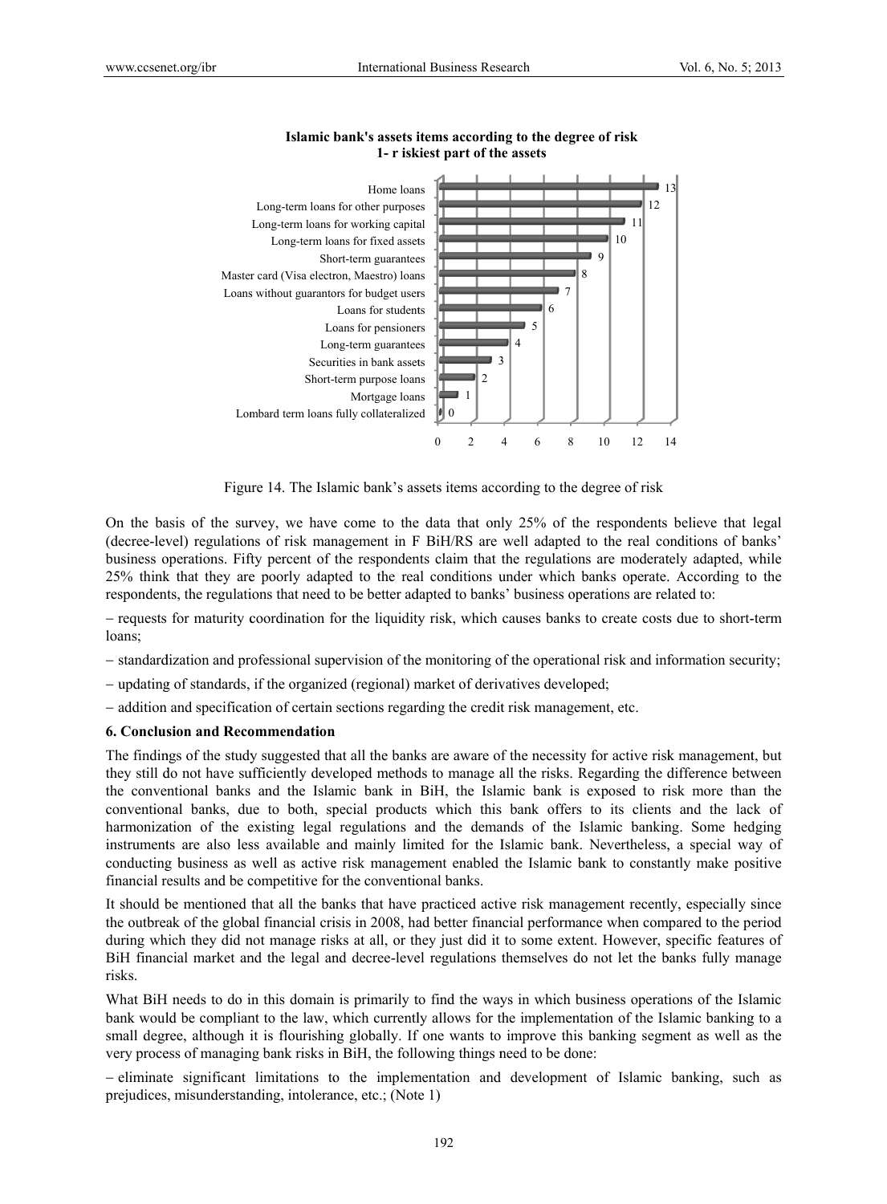**Islamic bank's assets items according to the degree of risk**
**1- r iskiest part of the assets**

| Item | Value |
|---|---|
| Home loans | 13 |
| Long-term loans for other purposes | 12 |
| Long-term loans for working capital | 11 |
| Long-term loans for fixed assets | 10 |
| Short-term guarantees | 9 |
| Master card (Visa electron, Maestro) loans | 8 |
| Loans without guarantors for budget users | 7 |
| Loans for students | 6 |
| Loans for pensioners | 5 |
| Long-term guarantees | 4 |
| Securities in bank assets | 3 |
| Short-term purpose loans | 2 |
| Mortgage loans | 1 |
| Lombard term loans fully collateralized | 0 |

Figure 14. The Islamic bank's assets items according to the degree of risk

On the basis of the survey, we have come to the data that only 25% of the respondents believe that legal (decree-level) regulations of risk management in F BiH/RS are well adapted to the real conditions of banks' business operations. Fifty percent of the respondents claim that the regulations are moderately adapted, while 25% think that they are poorly adapted to the real conditions under which banks operate. According to the respondents, the regulations that need to be better adapted to banks' business operations are related to:

– requests for maturity coordination for the liquidity risk, which causes banks to create costs due to short-term loans;

– standardization and professional supervision of the monitoring of the operational risk and information security;

– updating of standards, if the organized (regional) market of derivatives developed;

– addition and specification of certain sections regarding the credit risk management, etc.

## 6. Conclusion and Recommendation

The findings of the study suggested that all the banks are aware of the necessity for active risk management, but they still do not have sufficiently developed methods to manage all the risks. Regarding the difference between the conventional banks and the Islamic bank in BiH, the Islamic bank is exposed to risk more than the conventional banks, due to both, special products which this bank offers to its clients and the lack of harmonization of the existing legal regulations and the demands of the Islamic banking. Some hedging instruments are also less available and mainly limited for the Islamic bank. Nevertheless, a special way of conducting business as well as active risk management enabled the Islamic bank to constantly make positive financial results and be competitive for the conventional banks.

It should be mentioned that all the banks that have practiced active risk management recently, especially since the outbreak of the global financial crisis in 2008, had better financial performance when compared to the period during which they did not manage risks at all, or they just did it to some extent. However, specific features of BiH financial market and the legal and decree-level regulations themselves do not let the banks fully manage risks.

What BiH needs to do in this domain is primarily to find the ways in which business operations of the Islamic bank would be compliant to the law, which currently allows for the implementation of the Islamic banking to a small degree, although it is flourishing globally. If one wants to improve this banking segment as well as the very process of managing bank risks in BiH, the following things need to be done:

– eliminate significant limitations to the implementation and development of Islamic banking, such as prejudices, misunderstanding, intolerance, etc.; (Note 1)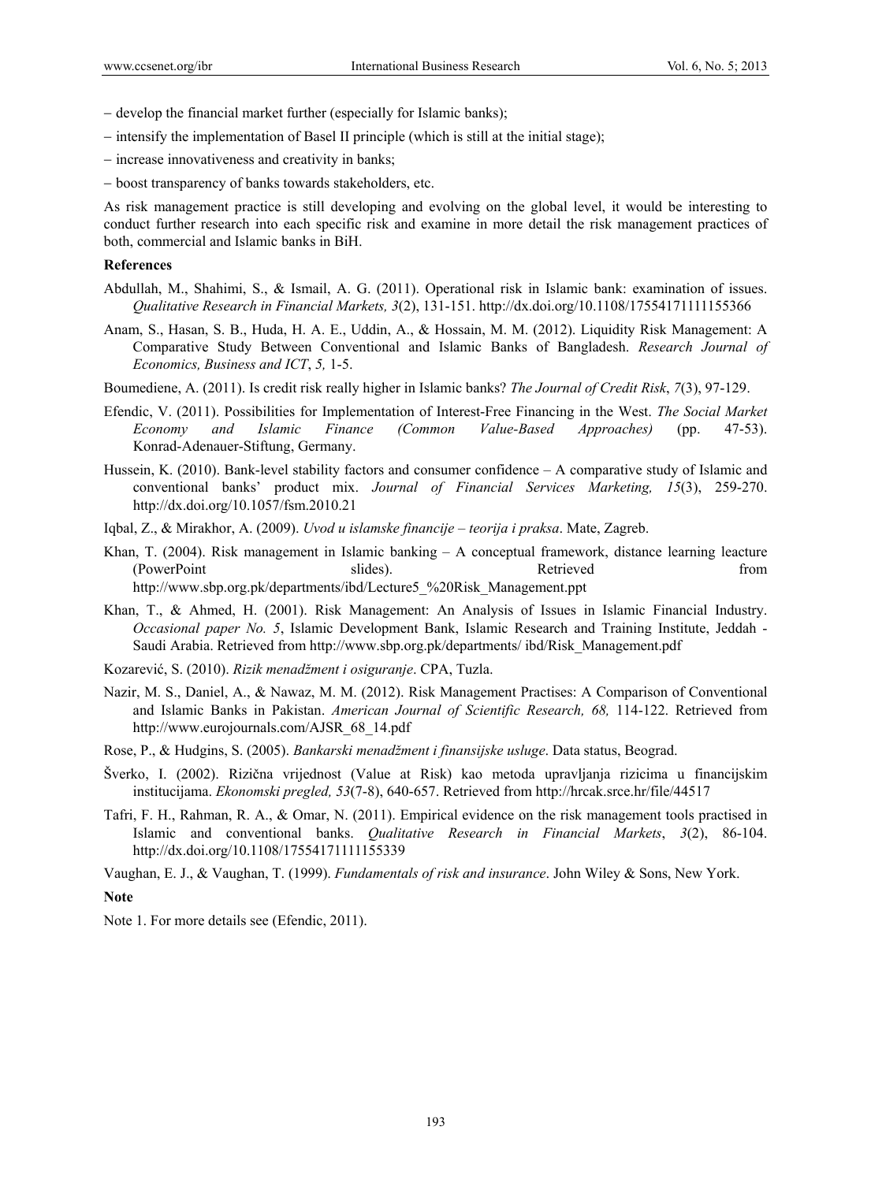- develop the financial market further (especially for Islamic banks);
- intensify the implementation of Basel II principle (which is still at the initial stage);
- increase innovativeness and creativity in banks;
- boost transparency of banks towards stakeholders, etc.

As risk management practice is still developing and evolving on the global level, it would be interesting to conduct further research into each specific risk and examine in more detail the risk management practices of both, commercial and Islamic banks in BiH.

**References**

Abdullah, M., Shahimi, S., & Ismail, A. G. (2011). Operational risk in Islamic bank: examination of issues. *Qualitative Research in Financial Markets, 3*(2), 131-151. http://dx.doi.org/10.1108/17554171111155366

Anam, S., Hasan, S. B., Huda, H. A. E., Uddin, A., & Hossain, M. M. (2012). Liquidity Risk Management: A Comparative Study Between Conventional and Islamic Banks of Bangladesh. *Research Journal of Economics, Business and ICT*, *5,* 1-5.

Boumediene, A. (2011). Is credit risk really higher in Islamic banks? *The Journal of Credit Risk*, *7*(3), 97-129.

Efendic, V. (2011). Possibilities for Implementation of Interest-Free Financing in the West. *The Social Market Economy and Islamic Finance (Common Value-Based Approaches)* (pp. 47-53). Konrad-Adenauer-Stiftung, Germany.

Hussein, K. (2010). Bank-level stability factors and consumer confidence – A comparative study of Islamic and conventional banks' product mix. *Journal of Financial Services Marketing, 15*(3), 259-270. http://dx.doi.org/10.1057/fsm.2010.21

Iqbal, Z., & Mirakhor, A. (2009). *Uvod u islamske financije – teorija i praksa*. Mate, Zagreb.

Khan, T. (2004). Risk management in Islamic banking – A conceptual framework, distance learning leacture (PowerPoint slides). Retrieved from http://www.sbp.org.pk/departments/ibd/Lecture5_%20Risk_Management.ppt

Khan, T., & Ahmed, H. (2001). Risk Management: An Analysis of Issues in Islamic Financial Industry. *Occasional paper No. 5*, Islamic Development Bank, Islamic Research and Training Institute, Jeddah - Saudi Arabia. Retrieved from http://www.sbp.org.pk/departments/ ibd/Risk_Management.pdf

Kozarević, S. (2010). *Rizik menadžment i osiguranje*. CPA, Tuzla.

Nazir, M. S., Daniel, A., & Nawaz, M. M. (2012). Risk Management Practises: A Comparison of Conventional and Islamic Banks in Pakistan. *American Journal of Scientific Research, 68,* 114-122. Retrieved from http://www.eurojournals.com/AJSR_68_14.pdf

Rose, P., & Hudgins, S. (2005). *Bankarski menadžment i finansijske usluge*. Data status, Beograd.

Šverko, I. (2002). Rizična vrijednost (Value at Risk) kao metoda upravljanja rizicima u financijskim institucijama. *Ekonomski pregled, 53*(7-8), 640-657. Retrieved from http://hrcak.srce.hr/file/44517

Tafri, F. H., Rahman, R. A., & Omar, N. (2011). Empirical evidence on the risk management tools practised in Islamic and conventional banks. *Qualitative Research in Financial Markets*, *3*(2), 86-104. http://dx.doi.org/10.1108/17554171111155339

Vaughan, E. J., & Vaughan, T. (1999). *Fundamentals of risk and insurance*. John Wiley & Sons, New York.

**Note**

Note 1. For more details see (Efendic, 2011).